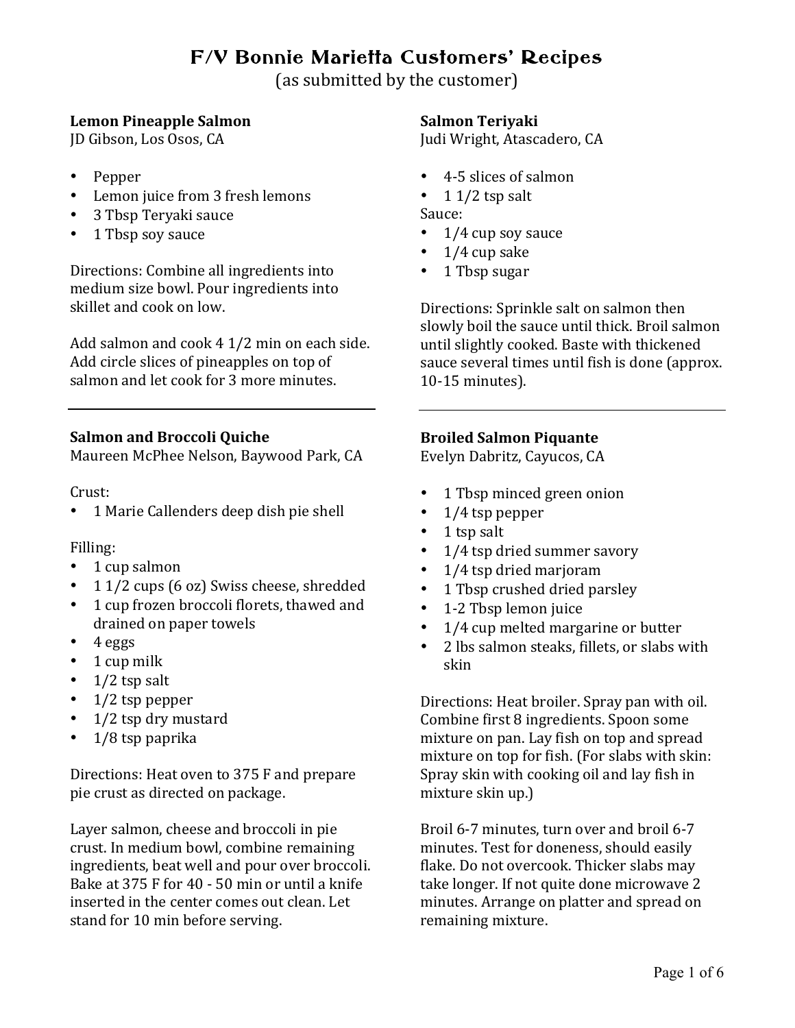# F/V Bonnie Marietta Customers' Recipes

(as submitted by the customer)

### Lemon Pineapple Salmon

JD Gibson, Los Osos, CA

- Pepper
- Lemon juice from 3 fresh lemons
- 3 Tbsp Teryaki sauce
- 1 Tbsp soy sauce

Directions: Combine all ingredients into medium size bowl. Pour ingredients into skillet and cook on low.

Add salmon and cook 4 1/2 min on each side. Add circle slices of pineapples on top of salmon and let cook for 3 more minutes.

---

### Salmon and Broccoli Quiche

Maureen McPhee Nelson, Baywood Park, CA

Crust:

- 1 Marie Callenders deep dish pie shell

Filling:

- 1 cup salmon
- 1 1/2 cups (6 oz) Swiss cheese, shredded
- 1 cup frozen broccoli florets, thawed and drained on paper towels
- 4 eggs
- 1 cup milk
- 1/2 tsp salt
- 1/2 tsp pepper
- 1/2 tsp dry mustard
- 1/8 tsp paprika

Directions: Heat oven to 375 F and prepare pie crust as directed on package.

Layer salmon, cheese and broccoli in pie crust. In medium bowl, combine remaining ingredients, beat well and pour over broccoli. Bake at 375 F for 40 - 50 min or until a knife inserted in the center comes out clean. Let stand for 10 min before serving.

### Salmon Teriyaki

Judi Wright, Atascadero, CA

- 4-5 slices of salmon
- 1 1/2 tsp salt

Sauce:

- 1/4 cup soy sauce
- 1/4 cup sake
- 1 Tbsp sugar

Directions: Sprinkle salt on salmon then slowly boil the sauce until thick. Broil salmon until slightly cooked. Baste with thickened sauce several times until fish is done (approx. 10-15 minutes).

---

### Broiled Salmon Piquante

Evelyn Dabritz, Cayucos, CA

- 1 Tbsp minced green onion
- 1/4 tsp pepper
- 1 tsp salt
- 1/4 tsp dried summer savory
- 1/4 tsp dried marjoram
- 1 Tbsp crushed dried parsley
- 1-2 Tbsp lemon juice
- 1/4 cup melted margarine or butter
- 2 lbs salmon steaks, fillets, or slabs with skin

Directions: Heat broiler. Spray pan with oil. Combine first 8 ingredients. Spoon some mixture on pan. Lay fish on top and spread mixture on top for fish. (For slabs with skin: Spray skin with cooking oil and lay fish in mixture skin up.)

Broil 6-7 minutes, turn over and broil 6-7 minutes. Test for doneness, should easily flake. Do not overcook. Thicker slabs may take longer. If not quite done microwave 2 minutes. Arrange on platter and spread on remaining mixture.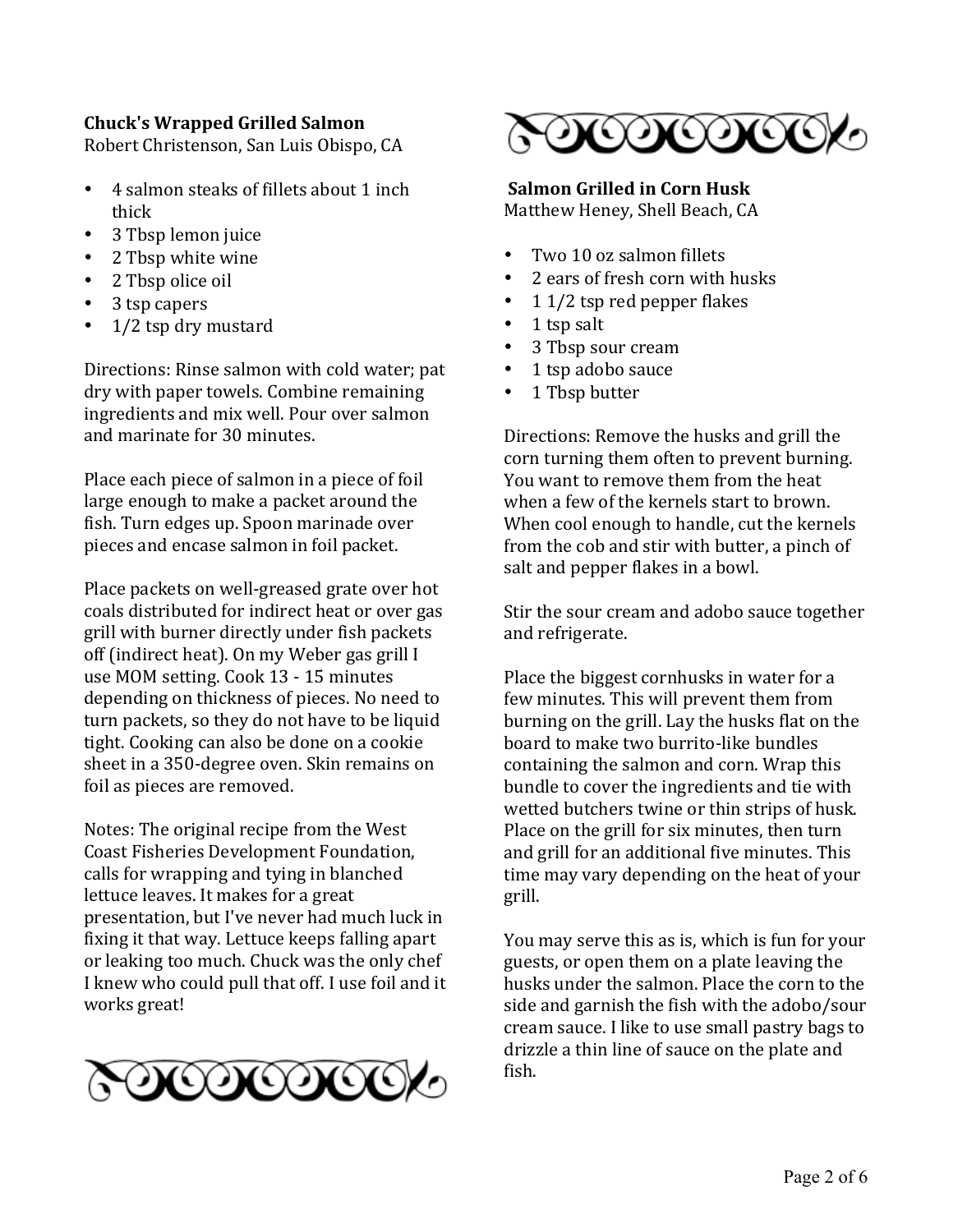**Chuck's Wrapped Grilled Salmon**
Robert Christenson, San Luis Obispo, CA

- 4 salmon steaks of fillets about 1 inch thick
- 3 Tbsp lemon juice
- 2 Tbsp white wine
- 2 Tbsp olice oil
- 3 tsp capers
- 1/2 tsp dry mustard

Directions: Rinse salmon with cold water; pat dry with paper towels. Combine remaining ingredients and mix well. Pour over salmon and marinate for 30 minutes.

Place each piece of salmon in a piece of foil large enough to make a packet around the fish. Turn edges up. Spoon marinade over pieces and encase salmon in foil packet.

Place packets on well-greased grate over hot coals distributed for indirect heat or over gas grill with burner directly under fish packets off (indirect heat). On my Weber gas grill I use MOM setting. Cook 13 - 15 minutes depending on thickness of pieces. No need to turn packets, so they do not have to be liquid tight. Cooking can also be done on a cookie sheet in a 350-degree oven. Skin remains on foil as pieces are removed.

Notes: The original recipe from the West Coast Fisheries Development Foundation, calls for wrapping and tying in blanched lettuce leaves. It makes for a great presentation, but I've never had much luck in fixing it that way. Lettuce keeps falling apart or leaking too much. Chuck was the only chef I knew who could pull that off. I use foil and it works great!

**Salmon Grilled in Corn Husk**
Matthew Heney, Shell Beach, CA

- Two 10 oz salmon fillets
- 2 ears of fresh corn with husks
- 1 1/2 tsp red pepper flakes
- 1 tsp salt
- 3 Tbsp sour cream
- 1 tsp adobo sauce
- 1 Tbsp butter

Directions: Remove the husks and grill the corn turning them often to prevent burning. You want to remove them from the heat when a few of the kernels start to brown. When cool enough to handle, cut the kernels from the cob and stir with butter, a pinch of salt and pepper flakes in a bowl.

Stir the sour cream and adobo sauce together and refrigerate.

Place the biggest cornhusks in water for a few minutes. This will prevent them from burning on the grill. Lay the husks flat on the board to make two burrito-like bundles containing the salmon and corn. Wrap this bundle to cover the ingredients and tie with wetted butchers twine or thin strips of husk. Place on the grill for six minutes, then turn and grill for an additional five minutes. This time may vary depending on the heat of your grill.

You may serve this as is, which is fun for your guests, or open them on a plate leaving the husks under the salmon. Place the corn to the side and garnish the fish with the adobo/sour cream sauce. I like to use small pastry bags to drizzle a thin line of sauce on the plate and fish.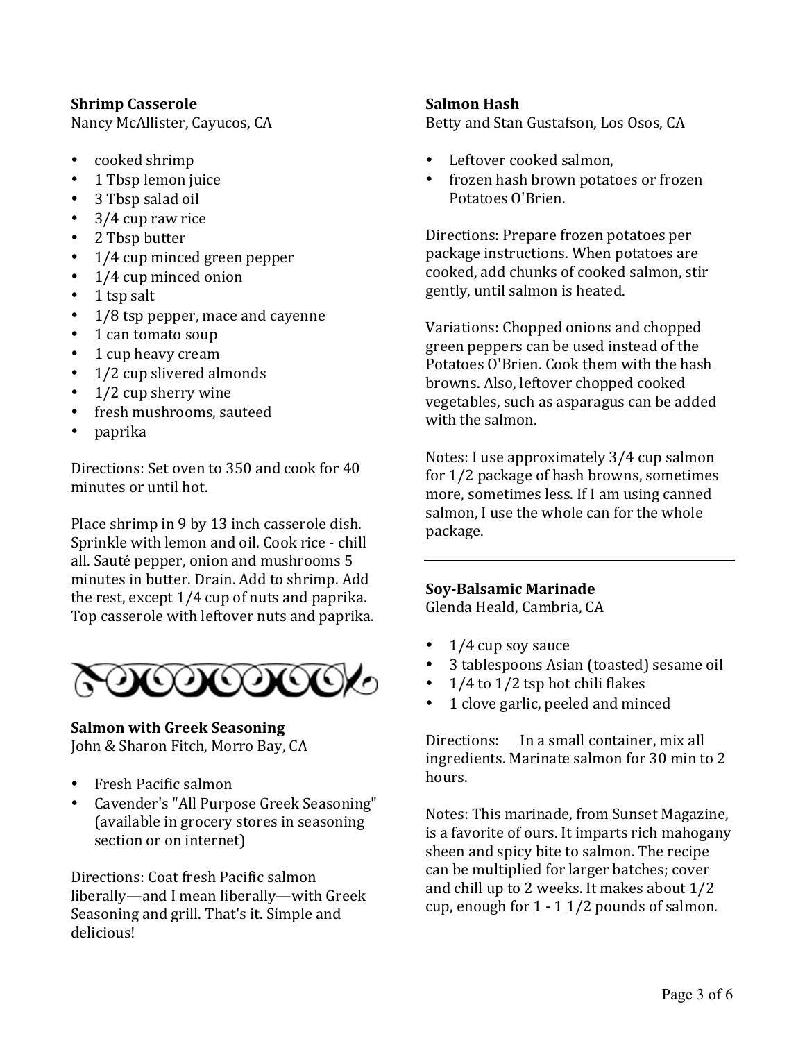**Shrimp Casserole**
Nancy McAllister, Cayucos, CA

- cooked shrimp
- 1 Tbsp lemon juice
- 3 Tbsp salad oil
- 3/4 cup raw rice
- 2 Tbsp butter
- 1/4 cup minced green pepper
- 1/4 cup minced onion
- 1 tsp salt
- 1/8 tsp pepper, mace and cayenne
- 1 can tomato soup
- 1 cup heavy cream
- 1/2 cup slivered almonds
- 1/2 cup sherry wine
- fresh mushrooms, sauteed
- paprika

Directions: Set oven to 350 and cook for 40 minutes or until hot.

Place shrimp in 9 by 13 inch casserole dish. Sprinkle with lemon and oil. Cook rice - chill all. Sauté pepper, onion and mushrooms 5 minutes in butter. Drain. Add to shrimp. Add the rest, except 1/4 cup of nuts and paprika. Top casserole with leftover nuts and paprika.

**Salmon with Greek Seasoning**
John & Sharon Fitch, Morro Bay, CA

- Fresh Pacific salmon
- Cavender's "All Purpose Greek Seasoning" (available in grocery stores in seasoning section or on internet)

Directions: Coat fresh Pacific salmon liberally—and I mean liberally—with Greek Seasoning and grill. That's it. Simple and delicious!

**Salmon Hash**
Betty and Stan Gustafson, Los Osos, CA

- Leftover cooked salmon,
- frozen hash brown potatoes or frozen Potatoes O'Brien.

Directions: Prepare frozen potatoes per package instructions. When potatoes are cooked, add chunks of cooked salmon, stir gently, until salmon is heated.

Variations: Chopped onions and chopped green peppers can be used instead of the Potatoes O'Brien. Cook them with the hash browns. Also, leftover chopped cooked vegetables, such as asparagus can be added with the salmon.

Notes: I use approximately 3/4 cup salmon for 1/2 package of hash browns, sometimes more, sometimes less. If I am using canned salmon, I use the whole can for the whole package.

---

**Soy-Balsamic Marinade**
Glenda Heald, Cambria, CA

- 1/4 cup soy sauce
- 3 tablespoons Asian (toasted) sesame oil
- 1/4 to 1/2 tsp hot chili flakes
- 1 clove garlic, peeled and minced

Directions: In a small container, mix all ingredients. Marinate salmon for 30 min to 2 hours.

Notes: This marinade, from Sunset Magazine, is a favorite of ours. It imparts rich mahogany sheen and spicy bite to salmon. The recipe can be multiplied for larger batches; cover and chill up to 2 weeks. It makes about 1/2 cup, enough for 1 - 1 1/2 pounds of salmon.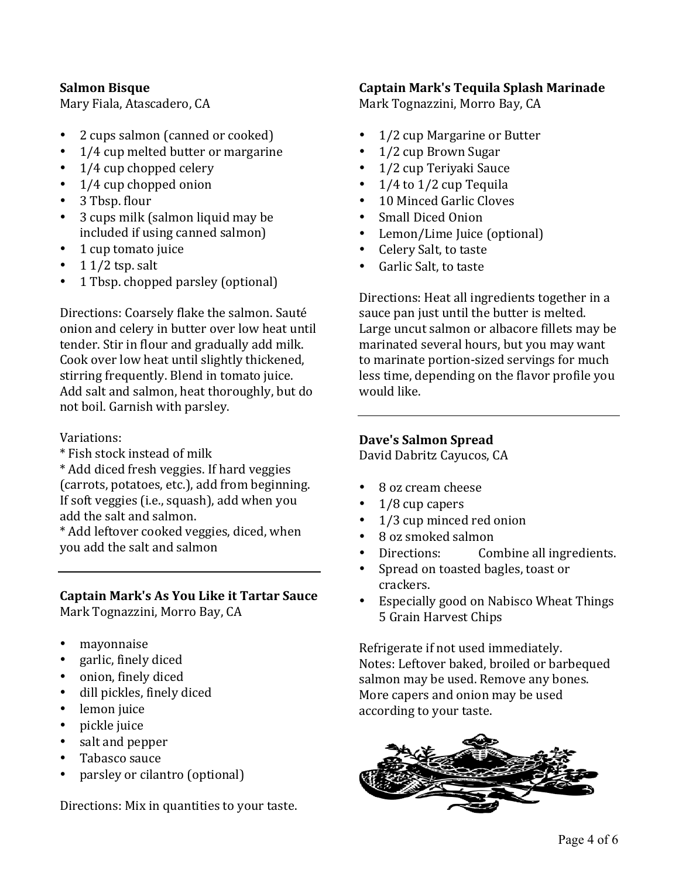### Salmon Bisque

Mary Fiala, Atascadero, CA

- 2 cups salmon (canned or cooked)
- 1/4 cup melted butter or margarine
- 1/4 cup chopped celery
- 1/4 cup chopped onion
- 3 Tbsp. flour
- 3 cups milk (salmon liquid may be included if using canned salmon)
- 1 cup tomato juice
- 1 1/2 tsp. salt
- 1 Tbsp. chopped parsley (optional)

Directions: Coarsely flake the salmon. Sauté onion and celery in butter over low heat until tender. Stir in flour and gradually add milk. Cook over low heat until slightly thickened, stirring frequently. Blend in tomato juice. Add salt and salmon, heat thoroughly, but do not boil. Garnish with parsley.

Variations:
* Fish stock instead of milk
* Add diced fresh veggies. If hard veggies (carrots, potatoes, etc.), add from beginning. If soft veggies (i.e., squash), add when you add the salt and salmon.
* Add leftover cooked veggies, diced, when you add the salt and salmon

---

### Captain Mark's As You Like it Tartar Sauce

Mark Tognazzini, Morro Bay, CA

- mayonnaise
- garlic, finely diced
- onion, finely diced
- dill pickles, finely diced
- lemon juice
- pickle juice
- salt and pepper
- Tabasco sauce
- parsley or cilantro (optional)

Directions: Mix in quantities to your taste.

### Captain Mark's Tequila Splash Marinade

Mark Tognazzini, Morro Bay, CA

- 1/2 cup Margarine or Butter
- 1/2 cup Brown Sugar
- 1/2 cup Teriyaki Sauce
- 1/4 to 1/2 cup Tequila
- 10 Minced Garlic Cloves
- Small Diced Onion
- Lemon/Lime Juice (optional)
- Celery Salt, to taste
- Garlic Salt, to taste

Directions: Heat all ingredients together in a sauce pan just until the butter is melted. Large uncut salmon or albacore fillets may be marinated several hours, but you may want to marinate portion-sized servings for much less time, depending on the flavor profile you would like.

---

### Dave's Salmon Spread

David Dabritz Cayucos, CA

- 8 oz cream cheese
- 1/8 cup capers
- 1/3 cup minced red onion
- 8 oz smoked salmon
- Directions: Combine all ingredients.
- Spread on toasted bagles, toast or crackers.
- Especially good on Nabisco Wheat Things 5 Grain Harvest Chips

Refrigerate if not used immediately.
Notes: Leftover baked, broiled or barbequed salmon may be used. Remove any bones. More capers and onion may be used according to your taste.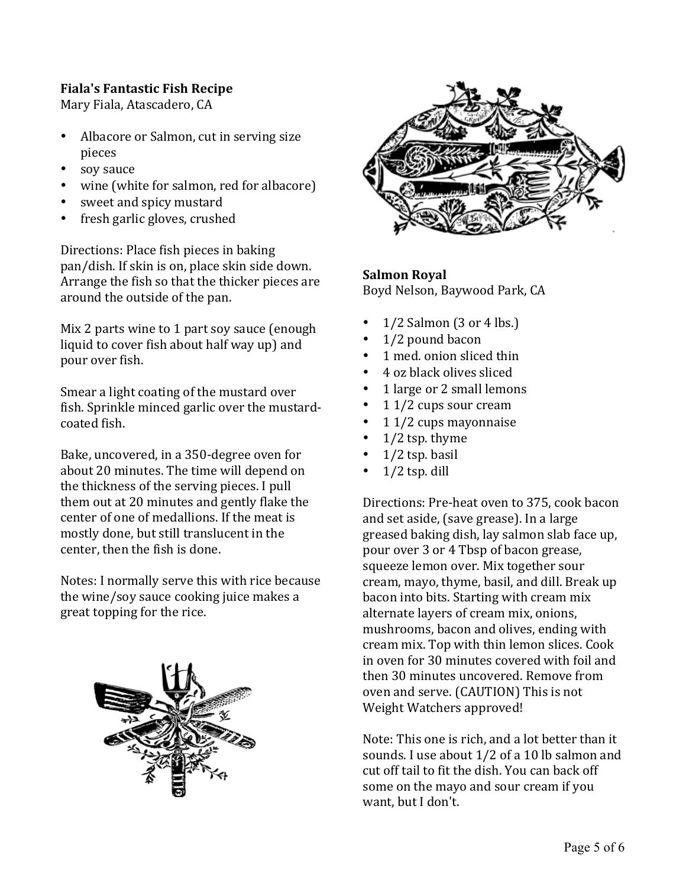**Fiala's Fantastic Fish Recipe**
Mary Fiala, Atascadero, CA

- Albacore or Salmon, cut in serving size pieces
- soy sauce
- wine (white for salmon, red for albacore)
- sweet and spicy mustard
- fresh garlic gloves, crushed

Directions: Place fish pieces in baking pan/dish. If skin is on, place skin side down. Arrange the fish so that the thicker pieces are around the outside of the pan.

Mix 2 parts wine to 1 part soy sauce (enough liquid to cover fish about half way up) and pour over fish.

Smear a light coating of the mustard over fish. Sprinkle minced garlic over the mustard-coated fish.

Bake, uncovered, in a 350-degree oven for about 20 minutes. The time will depend on the thickness of the serving pieces. I pull them out at 20 minutes and gently flake the center of one of medallions. If the meat is mostly done, but still translucent in the center, then the fish is done.

Notes: I normally serve this with rice because the wine/soy sauce cooking juice makes a great topping for the rice.

**Salmon Royal**
Boyd Nelson, Baywood Park, CA

- 1/2 Salmon (3 or 4 lbs.)
- 1/2 pound bacon
- 1 med. onion sliced thin
- 4 oz black olives sliced
- 1 large or 2 small lemons
- 1 1/2 cups sour cream
- 1 1/2 cups mayonnaise
- 1/2 tsp. thyme
- 1/2 tsp. basil
- 1/2 tsp. dill

Directions: Pre-heat oven to 375, cook bacon and set aside, (save grease). In a large greased baking dish, lay salmon slab face up, pour over 3 or 4 Tbsp of bacon grease, squeeze lemon over. Mix together sour cream, mayo, thyme, basil, and dill. Break up bacon into bits. Starting with cream mix alternate layers of cream mix, onions, mushrooms, bacon and olives, ending with cream mix. Top with thin lemon slices. Cook in oven for 30 minutes covered with foil and then 30 minutes uncovered. Remove from oven and serve. (CAUTION) This is not Weight Watchers approved!

Note: This one is rich, and a lot better than it sounds. I use about 1/2 of a 10 lb salmon and cut off tail to fit the dish. You can back off some on the mayo and sour cream if you want, but I don't.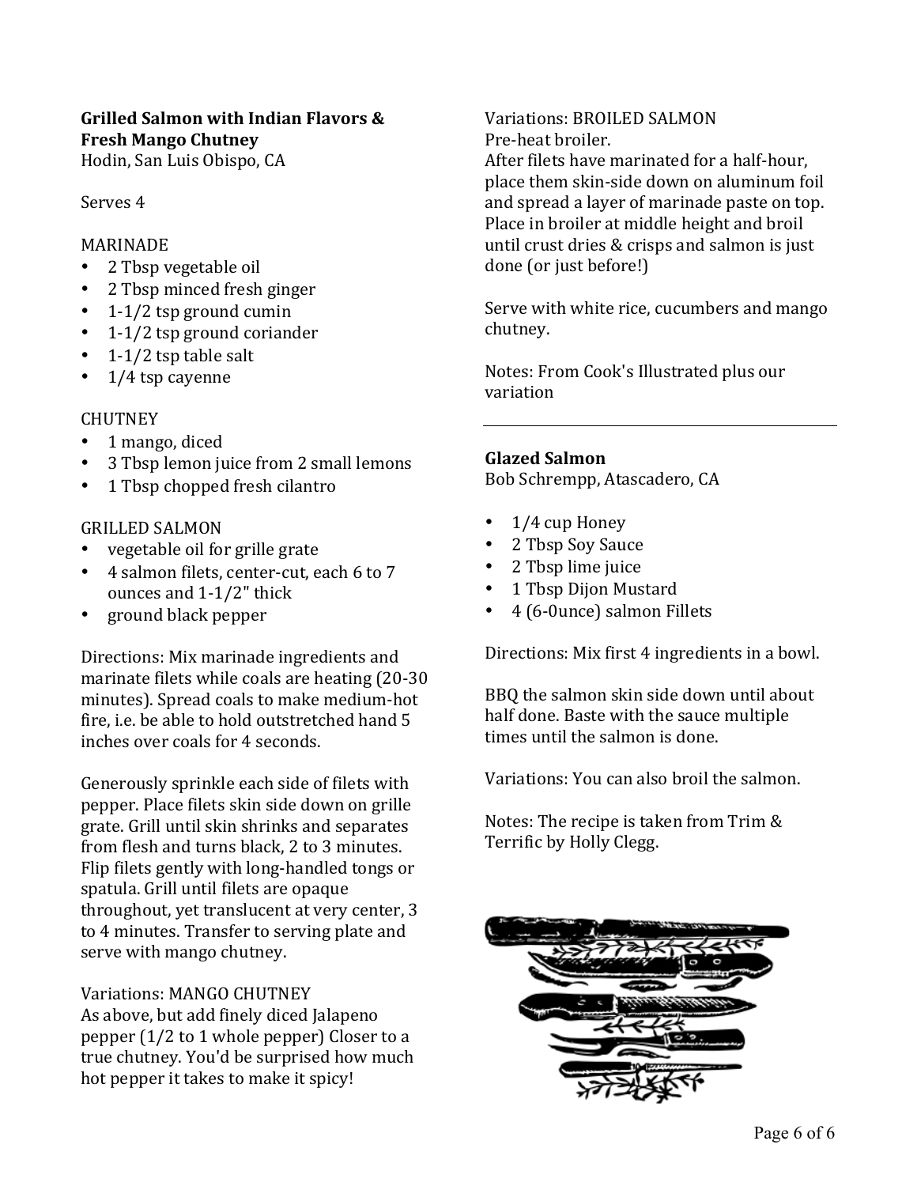**Grilled Salmon with Indian Flavors & Fresh Mango Chutney**
Hodin, San Luis Obispo, CA

Serves 4

MARINADE

- 2 Tbsp vegetable oil
- 2 Tbsp minced fresh ginger
- 1-1/2 tsp ground cumin
- 1-1/2 tsp ground coriander
- 1-1/2 tsp table salt
- 1/4 tsp cayenne

CHUTNEY

- 1 mango, diced
- 3 Tbsp lemon juice from 2 small lemons
- 1 Tbsp chopped fresh cilantro

GRILLED SALMON

- vegetable oil for grille grate
- 4 salmon filets, center-cut, each 6 to 7 ounces and 1-1/2" thick
- ground black pepper

Directions: Mix marinade ingredients and marinate filets while coals are heating (20-30 minutes). Spread coals to make medium-hot fire, i.e. be able to hold outstretched hand 5 inches over coals for 4 seconds.

Generously sprinkle each side of filets with pepper. Place filets skin side down on grille grate. Grill until skin shrinks and separates from flesh and turns black, 2 to 3 minutes. Flip filets gently with long-handled tongs or spatula. Grill until filets are opaque throughout, yet translucent at very center, 3 to 4 minutes. Transfer to serving plate and serve with mango chutney.

Variations: MANGO CHUTNEY
As above, but add finely diced Jalapeno pepper (1/2 to 1 whole pepper) Closer to a true chutney. You'd be surprised how much hot pepper it takes to make it spicy!

Variations: BROILED SALMON
Pre-heat broiler.
After filets have marinated for a half-hour, place them skin-side down on aluminum foil and spread a layer of marinade paste on top. Place in broiler at middle height and broil until crust dries & crisps and salmon is just done (or just before!)

Serve with white rice, cucumbers and mango chutney.

Notes: From Cook's Illustrated plus our variation

---

**Glazed Salmon**
Bob Schrempp, Atascadero, CA

- 1/4 cup Honey
- 2 Tbsp Soy Sauce
- 2 Tbsp lime juice
- 1 Tbsp Dijon Mustard
- 4 (6-0unce) salmon Fillets

Directions: Mix first 4 ingredients in a bowl.

BBQ the salmon skin side down until about half done. Baste with the sauce multiple times until the salmon is done.

Variations: You can also broil the salmon.

Notes: The recipe is taken from Trim & Terrific by Holly Clegg.